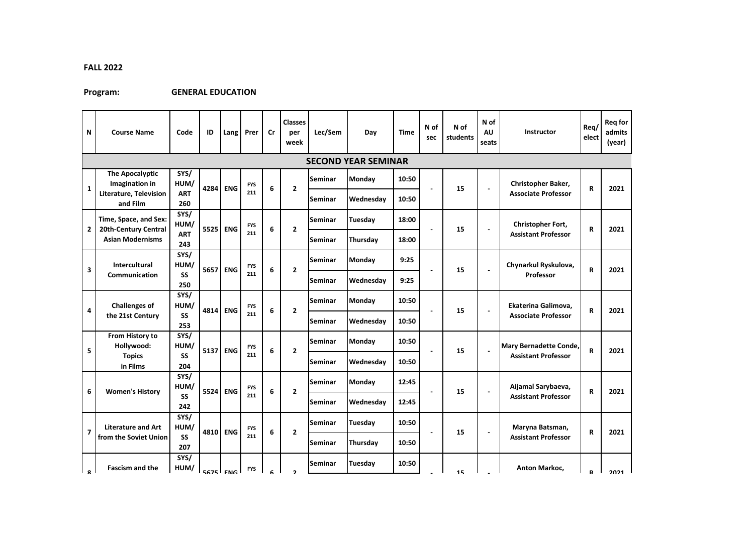**FALL 2022**

**Program:** **GENERAL EDUCATION**

| N | Course Name | Code | ID | Lang | Prer | Cr | Classes per week | Lec/Sem | Day | Time | N of sec | N of students | N of AU seats | Instructor | Req/elect | Req for admits (year) |
|---|---|---|---|---|---|---|---|---|---|---|---|---|---|---|---|---|
| **SECOND YEAR SEMINAR** | | | | | | | | | | | | | | | | |
| 1 | **The Apocalyptic Imagination in Literature, Television and Film** | SYS/ HUM/ ART 260 | 4284 | ENG | FYS 211 | 6 | 2 | Seminar | Monday | 10:50 | - | 15 | - | Christopher Baker, Associate Professor | R | 2021 |
| | | | | | | | | Seminar | Wednesday | 10:50 | | | | | | |
| 2 | **Time, Space, and Sex: 20th-Century Central Asian Modernisms** | SYS/ HUM/ ART 243 | 5525 | ENG | FYS 211 | 6 | 2 | Seminar | Tuesday | 18:00 | - | 15 | - | Christopher Fort, Assistant Professor | R | 2021 |
| | | | | | | | | Seminar | Thursday | 18:00 | | | | | | |
| 3 | **Intercultural Communication** | SYS/ HUM/ SS 250 | 5657 | ENG | FYS 211 | 6 | 2 | Seminar | Monday | 9:25 | - | 15 | - | Chynarkul Ryskulova, Professor | R | 2021 |
| | | | | | | | | Seminar | Wednesday | 9:25 | | | | | | |
| 4 | **Challenges of the 21st Century** | SYS/ HUM/ SS 253 | 4814 | ENG | FYS 211 | 6 | 2 | Seminar | Monday | 10:50 | - | 15 | - | Ekaterina Galimova, Associate Professor | R | 2021 |
| | | | | | | | | Seminar | Wednesday | 10:50 | | | | | | |
| 5 | **From History to Hollywood: Topics in Films** | SYS/ HUM/ SS 204 | 5137 | ENG | FYS 211 | 6 | 2 | Seminar | Monday | 10:50 | - | 15 | - | Mary Bernadette Conde, Assistant Professor | R | 2021 |
| | | | | | | | | Seminar | Wednesday | 10:50 | | | | | | |
| 6 | **Women's History** | SYS/ HUM/ SS 242 | 5524 | ENG | FYS 211 | 6 | 2 | Seminar | Monday | 12:45 | - | 15 | - | Aijamal Sarybaeva, Assistant Professor | R | 2021 |
| | | | | | | | | Seminar | Wednesday | 12:45 | | | | | | |
| 7 | **Literature and Art from the Soviet Union** | SYS/ HUM/ SS 207 | 4810 | ENG | FYS 211 | 6 | 2 | Seminar | Tuesday | 10:50 | - | 15 | - | Maryna Batsman, Assistant Professor | R | 2021 |
| | | | | | | | | Seminar | Thursday | 10:50 | | | | | | |
| 8 | **Fascism and the** | SYS/ HUM/ | 5675 | ENG | FYS | 6 | 2 | Seminar | Tuesday | 10:50 | - | 15 | - | Anton Markoc, | R | 2021 |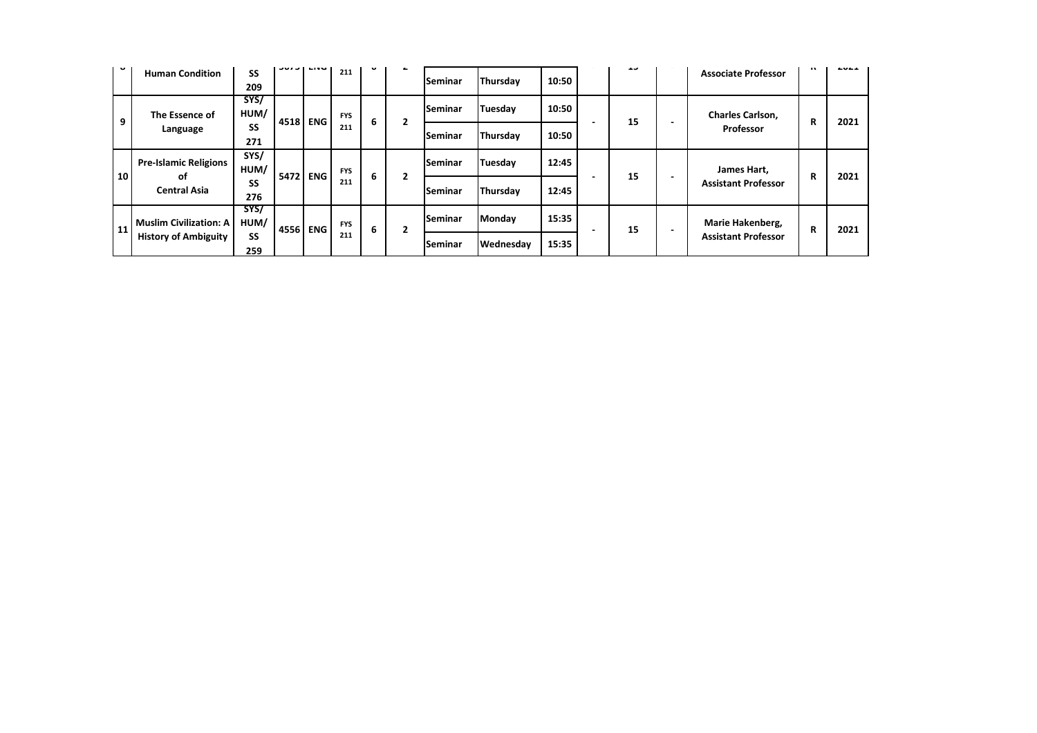| | | | | | | | | | | | | | | | | | |
|---|---|---|---|---|---|---|---|---|---|---|---|---|---|---|---|---|---|
| 8 | Human Condition | SS 209 | 5075 | ENG | 211 | 6 | 2 | Seminar | Thursday | 10:50 | - | 15 | - | Associate Professor | R | 2021 |
| 9 | The Essence of Language | SYS/ HUM/ SS 271 | 4518 | ENG | FYS 211 | 6 | 2 | Seminar | Tuesday | 10:50 | - | 15 | - | Charles Carlson, Professor | R | 2021 |
| | | | | | | | | Seminar | Thursday | 10:50 | | | | | | |
| 10 | Pre-Islamic Religions of Central Asia | SYS/ HUM/ SS 276 | 5472 | ENG | FYS 211 | 6 | 2 | Seminar | Tuesday | 12:45 | - | 15 | - | James Hart, Assistant Professor | R | 2021 |
| | | | | | | | | Seminar | Thursday | 12:45 | | | | | | |
| 11 | Muslim Civilization: A History of Ambiguity | SYS/ HUM/ SS 259 | 4556 | ENG | FYS 211 | 6 | 2 | Seminar | Monday | 15:35 | - | 15 | - | Marie Hakenberg, Assistant Professor | R | 2021 |
| | | | | | | | | Seminar | Wednesday | 15:35 | | | | | | |